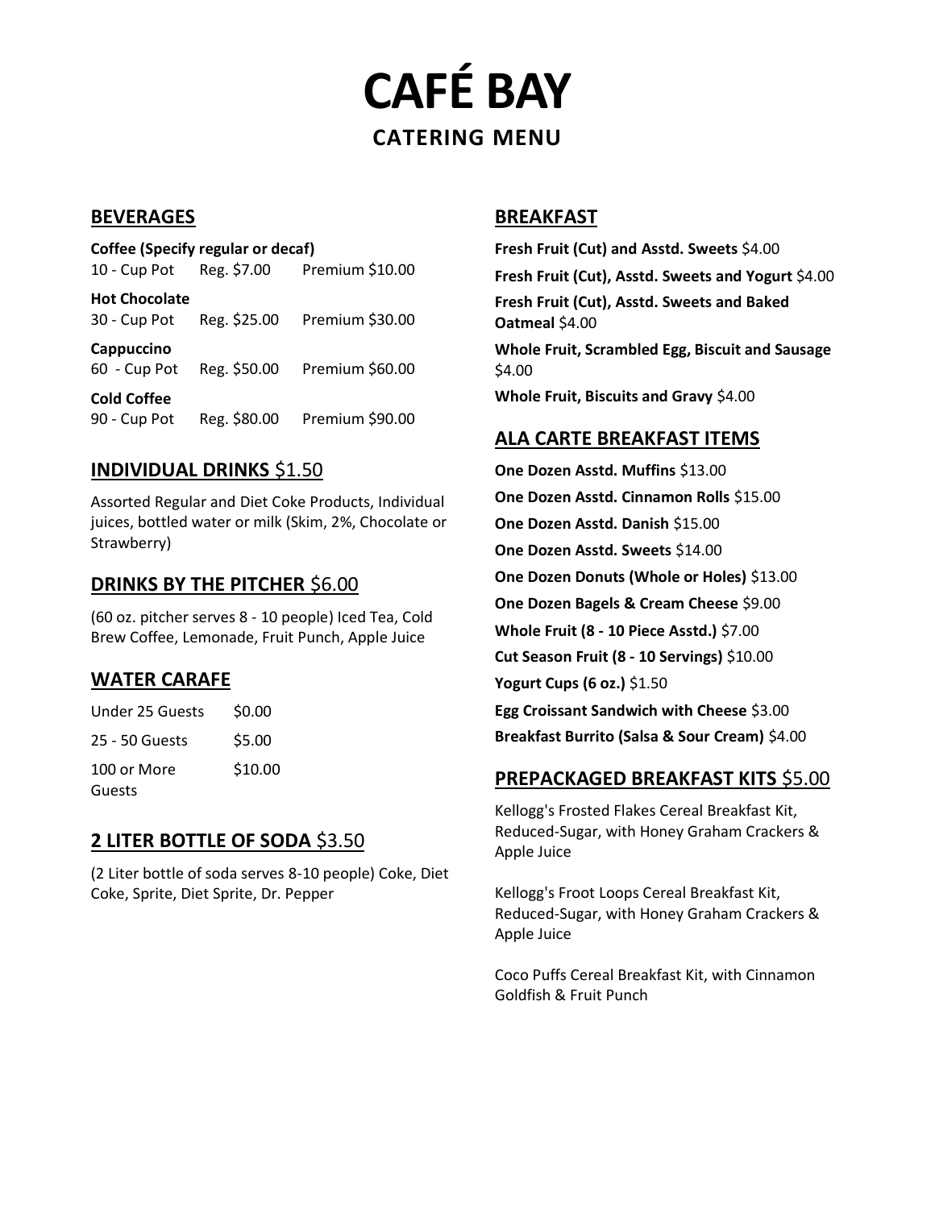# CAFÉ BAY

## CATERING MENU

## BEVERAGES

**Coffee (Specify regular or decaf)**

| | | |
|---|---|---|
| 10 - Cup Pot | Reg. $7.00 | Premium $10.00 |

**Hot Chocolate**

| | | |
|---|---|---|
| 30 - Cup Pot | Reg. $25.00 | Premium $30.00 |

**Cappuccino**

| | | |
|---|---|---|
| 60 - Cup Pot | Reg. $50.00 | Premium $60.00 |

**Cold Coffee**

| | | |
|---|---|---|
| 90 - Cup Pot | Reg. $80.00 | Premium $90.00 |

## INDIVIDUAL DRINKS $1.50

Assorted Regular and Diet Coke Products, Individual juices, bottled water or milk (Skim, 2%, Chocolate or Strawberry)

## DRINKS BY THE PITCHER $6.00

(60 oz. pitcher serves 8 - 10 people) Iced Tea, Cold Brew Coffee, Lemonade, Fruit Punch, Apple Juice

## WATER CARAFE

| | |
|---|---|
| Under 25 Guests | $0.00 |
| 25 - 50 Guests | $5.00 |
| 100 or More Guests | $10.00 |

## 2 LITER BOTTLE OF SODA $3.50

(2 Liter bottle of soda serves 8-10 people) Coke, Diet Coke, Sprite, Diet Sprite, Dr. Pepper

## BREAKFAST

**Fresh Fruit (Cut) and Asstd. Sweets** $4.00

**Fresh Fruit (Cut), Asstd. Sweets and Yogurt** $4.00

**Fresh Fruit (Cut), Asstd. Sweets and Baked Oatmeal** $4.00

**Whole Fruit, Scrambled Egg, Biscuit and Sausage** $4.00

**Whole Fruit, Biscuits and Gravy** $4.00

## ALA CARTE BREAKFAST ITEMS

**One Dozen Asstd. Muffins** $13.00

**One Dozen Asstd. Cinnamon Rolls** $15.00

**One Dozen Asstd. Danish** $15.00

**One Dozen Asstd. Sweets** $14.00

**One Dozen Donuts (Whole or Holes)** $13.00

**One Dozen Bagels & Cream Cheese** $9.00

**Whole Fruit (8 - 10 Piece Asstd.)** $7.00

**Cut Season Fruit (8 - 10 Servings)** $10.00

**Yogurt Cups (6 oz.)** $1.50

**Egg Croissant Sandwich with Cheese** $3.00

**Breakfast Burrito (Salsa & Sour Cream)** $4.00

## PREPACKAGED BREAKFAST KITS $5.00

Kellogg's Frosted Flakes Cereal Breakfast Kit, Reduced-Sugar, with Honey Graham Crackers & Apple Juice

Kellogg's Froot Loops Cereal Breakfast Kit, Reduced-Sugar, with Honey Graham Crackers & Apple Juice

Coco Puffs Cereal Breakfast Kit, with Cinnamon Goldfish & Fruit Punch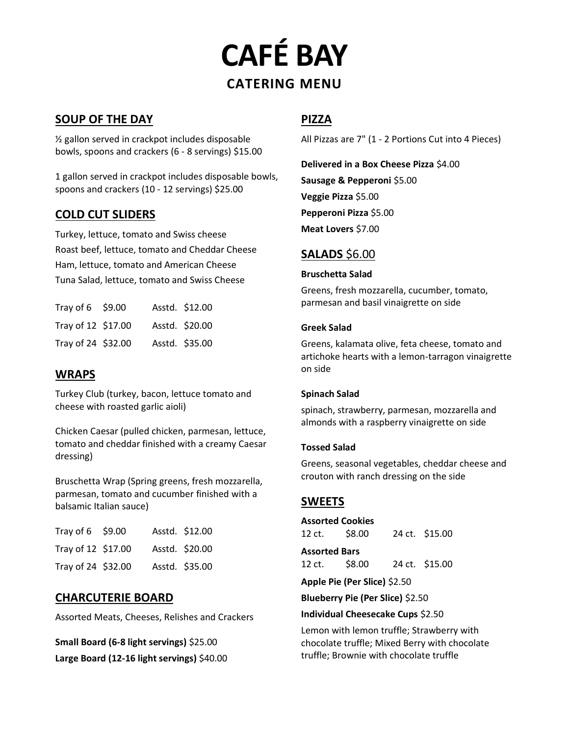# CAFÉ BAY

## CATERING MENU

### SOUP OF THE DAY

½ gallon served in crackpot includes disposable bowls, spoons and crackers (6 - 8 servings) $15.00

1 gallon served in crackpot includes disposable bowls, spoons and crackers (10 - 12 servings) $25.00

### COLD CUT SLIDERS

Turkey, lettuce, tomato and Swiss cheese
Roast beef, lettuce, tomato and Cheddar Cheese
Ham, lettuce, tomato and American Cheese
Tuna Salad, lettuce, tomato and Swiss Cheese

| Tray | Price | Asstd. |
|---|---|---|
| Tray of 6 | $9.00 | Asstd. $12.00 |
| Tray of 12 | $17.00 | Asstd. $20.00 |
| Tray of 24 | $32.00 | Asstd. $35.00 |

### WRAPS

Turkey Club (turkey, bacon, lettuce tomato and cheese with roasted garlic aioli)

Chicken Caesar (pulled chicken, parmesan, lettuce, tomato and cheddar finished with a creamy Caesar dressing)

Bruschetta Wrap (Spring greens, fresh mozzarella, parmesan, tomato and cucumber finished with a balsamic Italian sauce)

| Tray | Price | Asstd. |
|---|---|---|
| Tray of 6 | $9.00 | Asstd. $12.00 |
| Tray of 12 | $17.00 | Asstd. $20.00 |
| Tray of 24 | $32.00 | Asstd. $35.00 |

### CHARCUTERIE BOARD

Assorted Meats, Cheeses, Relishes and Crackers

**Small Board (6-8 light servings)** $25.00
**Large Board (12-16 light servings)** $40.00

### PIZZA

All Pizzas are 7" (1 - 2 Portions Cut into 4 Pieces)

**Delivered in a Box Cheese Pizza** $4.00
**Sausage & Pepperoni** $5.00
**Veggie Pizza** $5.00
**Pepperoni Pizza** $5.00
**Meat Lovers** $7.00

### SALADS $6.00

**Bruschetta Salad**

Greens, fresh mozzarella, cucumber, tomato, parmesan and basil vinaigrette on side

**Greek Salad**

Greens, kalamata olive, feta cheese, tomato and artichoke hearts with a lemon-tarragon vinaigrette on side

**Spinach Salad**

spinach, strawberry, parmesan, mozzarella and almonds with a raspberry vinaigrette on side

**Tossed Salad**

Greens, seasonal vegetables, cheddar cheese and crouton with ranch dressing on the side

### SWEETS

**Assorted Cookies**
12 ct. $8.00 24 ct. $15.00

**Assorted Bars**
12 ct. $8.00 24 ct. $15.00

**Apple Pie (Per Slice)** $2.50

**Blueberry Pie (Per Slice)** $2.50

**Individual Cheesecake Cups** $2.50

Lemon with lemon truffle; Strawberry with chocolate truffle; Mixed Berry with chocolate truffle; Brownie with chocolate truffle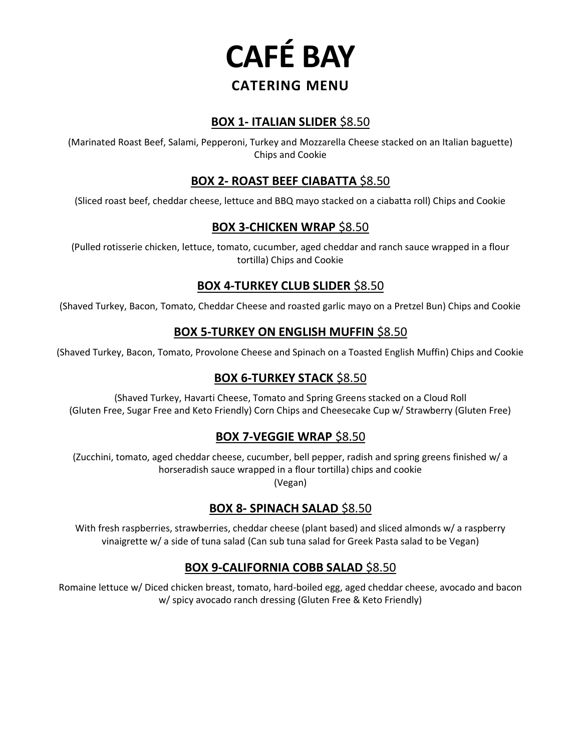# CAFÉ BAY

## CATERING MENU

### BOX 1- ITALIAN SLIDER $8.50

(Marinated Roast Beef, Salami, Pepperoni, Turkey and Mozzarella Cheese stacked on an Italian baguette) Chips and Cookie

### BOX 2- ROAST BEEF CIABATTA $8.50

(Sliced roast beef, cheddar cheese, lettuce and BBQ mayo stacked on a ciabatta roll) Chips and Cookie

### BOX 3-CHICKEN WRAP $8.50

(Pulled rotisserie chicken, lettuce, tomato, cucumber, aged cheddar and ranch sauce wrapped in a flour tortilla) Chips and Cookie

### BOX 4-TURKEY CLUB SLIDER $8.50

(Shaved Turkey, Bacon, Tomato, Cheddar Cheese and roasted garlic mayo on a Pretzel Bun) Chips and Cookie

### BOX 5-TURKEY ON ENGLISH MUFFIN $8.50

(Shaved Turkey, Bacon, Tomato, Provolone Cheese and Spinach on a Toasted English Muffin) Chips and Cookie

### BOX 6-TURKEY STACK $8.50

(Shaved Turkey, Havarti Cheese, Tomato and Spring Greens stacked on a Cloud Roll (Gluten Free, Sugar Free and Keto Friendly) Corn Chips and Cheesecake Cup w/ Strawberry (Gluten Free)

### BOX 7-VEGGIE WRAP $8.50

(Zucchini, tomato, aged cheddar cheese, cucumber, bell pepper, radish and spring greens finished w/ a horseradish sauce wrapped in a flour tortilla) chips and cookie
(Vegan)

### BOX 8- SPINACH SALAD $8.50

With fresh raspberries, strawberries, cheddar cheese (plant based) and sliced almonds w/ a raspberry vinaigrette w/ a side of tuna salad (Can sub tuna salad for Greek Pasta salad to be Vegan)

### BOX 9-CALIFORNIA COBB SALAD $8.50

Romaine lettuce w/ Diced chicken breast, tomato, hard-boiled egg, aged cheddar cheese, avocado and bacon w/ spicy avocado ranch dressing (Gluten Free & Keto Friendly)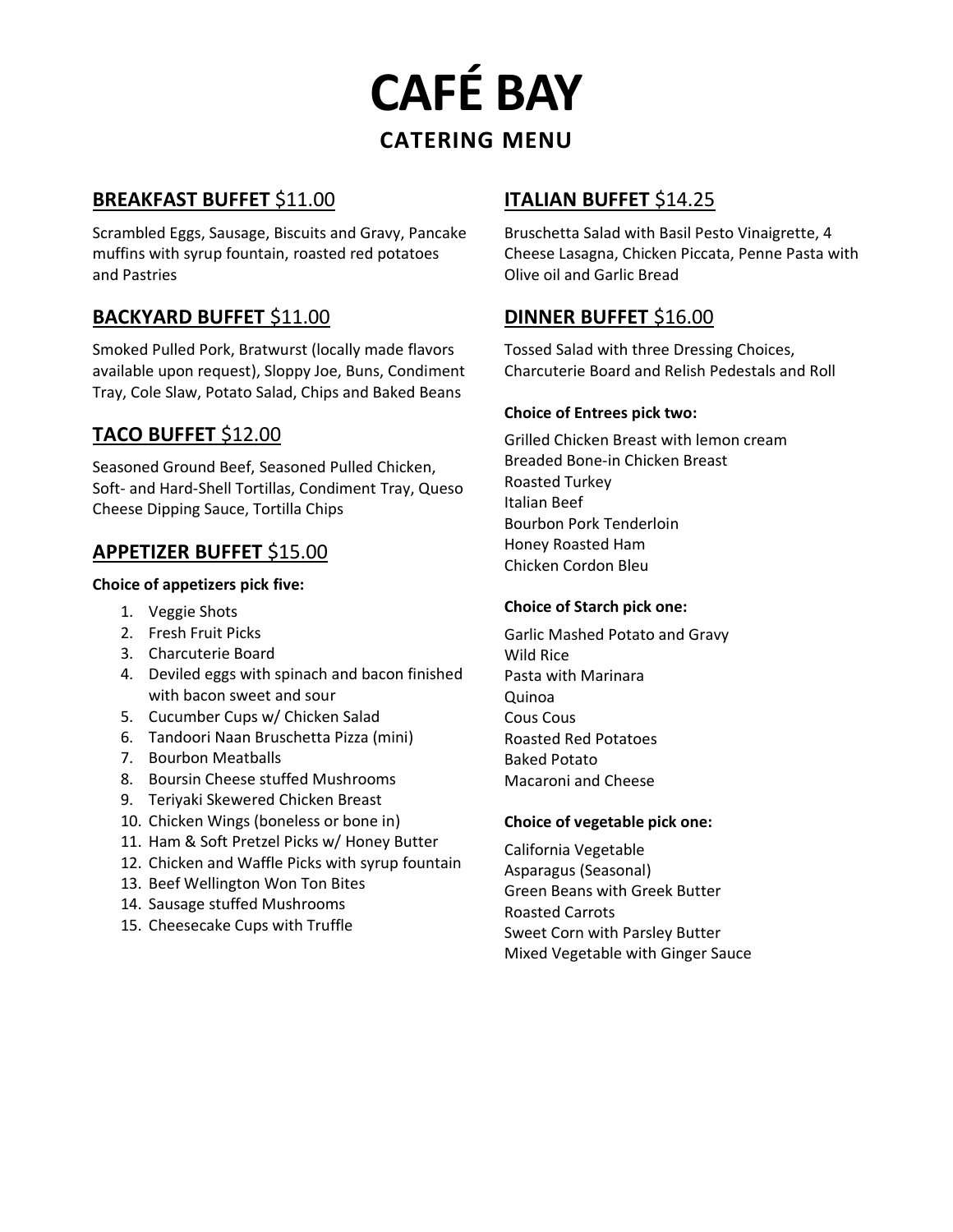# CAFÉ BAY

## CATERING MENU

### BREAKFAST BUFFET $11.00

Scrambled Eggs, Sausage, Biscuits and Gravy, Pancake muffins with syrup fountain, roasted red potatoes and Pastries

### BACKYARD BUFFET $11.00

Smoked Pulled Pork, Bratwurst (locally made flavors available upon request), Sloppy Joe, Buns, Condiment Tray, Cole Slaw, Potato Salad, Chips and Baked Beans

### TACO BUFFET $12.00

Seasoned Ground Beef, Seasoned Pulled Chicken, Soft- and Hard-Shell Tortillas, Condiment Tray, Queso Cheese Dipping Sauce, Tortilla Chips

### APPETIZER BUFFET $15.00

**Choice of appetizers pick five:**

1. Veggie Shots
2. Fresh Fruit Picks
3. Charcuterie Board
4. Deviled eggs with spinach and bacon finished with bacon sweet and sour
5. Cucumber Cups w/ Chicken Salad
6. Tandoori Naan Bruschetta Pizza (mini)
7. Bourbon Meatballs
8. Boursin Cheese stuffed Mushrooms
9. Teriyaki Skewered Chicken Breast
10. Chicken Wings (boneless or bone in)
11. Ham & Soft Pretzel Picks w/ Honey Butter
12. Chicken and Waffle Picks with syrup fountain
13. Beef Wellington Won Ton Bites
14. Sausage stuffed Mushrooms
15. Cheesecake Cups with Truffle

### ITALIAN BUFFET $14.25

Bruschetta Salad with Basil Pesto Vinaigrette, 4 Cheese Lasagna, Chicken Piccata, Penne Pasta with Olive oil and Garlic Bread

### DINNER BUFFET $16.00

Tossed Salad with three Dressing Choices, Charcuterie Board and Relish Pedestals and Roll

**Choice of Entrees pick two:**

Grilled Chicken Breast with lemon cream
Breaded Bone-in Chicken Breast
Roasted Turkey
Italian Beef
Bourbon Pork Tenderloin
Honey Roasted Ham
Chicken Cordon Bleu

**Choice of Starch pick one:**

Garlic Mashed Potato and Gravy
Wild Rice
Pasta with Marinara
Quinoa
Cous Cous
Roasted Red Potatoes
Baked Potato
Macaroni and Cheese

**Choice of vegetable pick one:**

California Vegetable
Asparagus (Seasonal)
Green Beans with Greek Butter
Roasted Carrots
Sweet Corn with Parsley Butter
Mixed Vegetable with Ginger Sauce